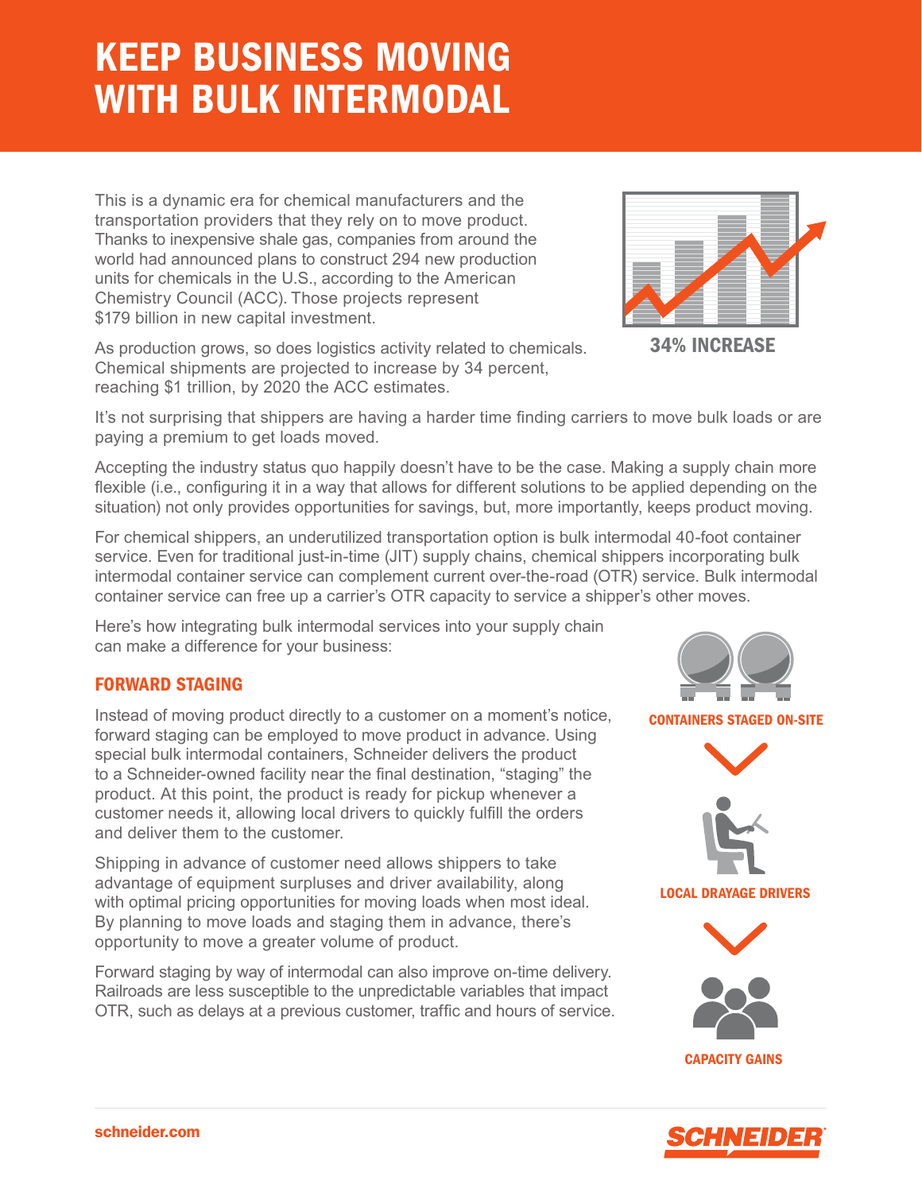# KEEP BUSINESS MOVING WITH BULK INTERMODAL

This is a dynamic era for chemical manufacturers and the transportation providers that they rely on to move product. Thanks to inexpensive shale gas, companies from around the world had announced plans to construct 294 new production units for chemicals in the U.S., according to the American Chemistry Council (ACC). Those projects represent $179 billion in new capital investment.

**34% INCREASE**

As production grows, so does logistics activity related to chemicals. Chemical shipments are projected to increase by 34 percent, reaching $1 trillion, by 2020 the ACC estimates.

It's not surprising that shippers are having a harder time finding carriers to move bulk loads or are paying a premium to get loads moved.

Accepting the industry status quo happily doesn't have to be the case. Making a supply chain more flexible (i.e., configuring it in a way that allows for different solutions to be applied depending on the situation) not only provides opportunities for savings, but, more importantly, keeps product moving.

For chemical shippers, an underutilized transportation option is bulk intermodal 40-foot container service. Even for traditional just-in-time (JIT) supply chains, chemical shippers incorporating bulk intermodal container service can complement current over-the-road (OTR) service. Bulk intermodal container service can free up a carrier's OTR capacity to service a shipper's other moves.

Here's how integrating bulk intermodal services into your supply chain can make a difference for your business:

## FORWARD STAGING

Instead of moving product directly to a customer on a moment's notice, forward staging can be employed to move product in advance. Using special bulk intermodal containers, Schneider delivers the product to a Schneider-owned facility near the final destination, "staging" the product. At this point, the product is ready for pickup whenever a customer needs it, allowing local drivers to quickly fulfill the orders and deliver them to the customer.

Shipping in advance of customer need allows shippers to take advantage of equipment surpluses and driver availability, along with optimal pricing opportunities for moving loads when most ideal. By planning to move loads and staging them in advance, there's opportunity to move a greater volume of product.

Forward staging by way of intermodal can also improve on-time delivery. Railroads are less susceptible to the unpredictable variables that impact OTR, such as delays at a previous customer, traffic and hours of service.

**CONTAINERS STAGED ON-SITE**

**LOCAL DRAYAGE DRIVERS**

**CAPACITY GAINS**

schneider.com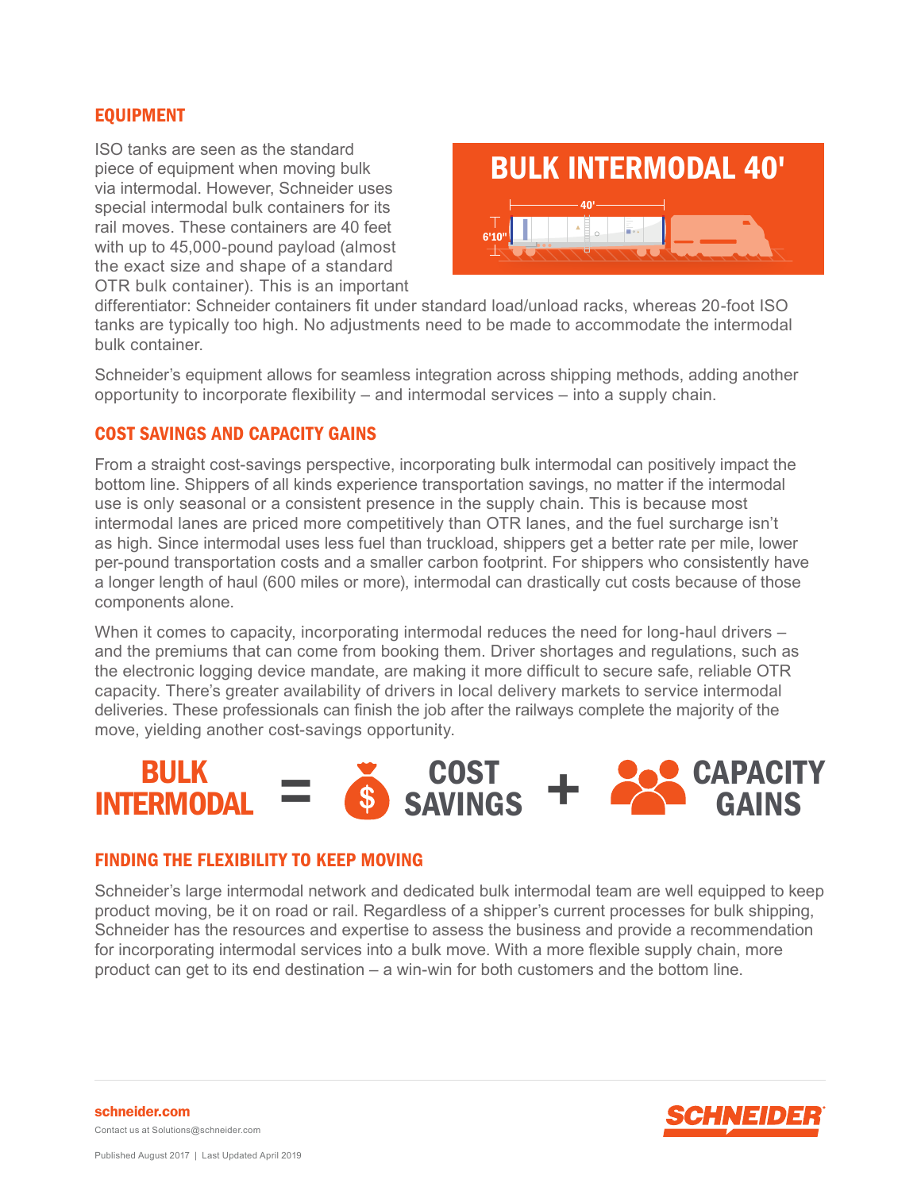## EQUIPMENT

ISO tanks are seen as the standard piece of equipment when moving bulk via intermodal. However, Schneider uses special intermodal bulk containers for its rail moves. These containers are 40 feet with up to 45,000-pound payload (almost the exact size and shape of a standard OTR bulk container). This is an important differentiator: Schneider containers fit under standard load/unload racks, whereas 20-foot ISO tanks are typically too high. No adjustments need to be made to accommodate the intermodal bulk container.

BULK INTERMODAL 40'

40'

6'10"

Schneider's equipment allows for seamless integration across shipping methods, adding another opportunity to incorporate flexibility – and intermodal services – into a supply chain.

## COST SAVINGS AND CAPACITY GAINS

From a straight cost-savings perspective, incorporating bulk intermodal can positively impact the bottom line. Shippers of all kinds experience transportation savings, no matter if the intermodal use is only seasonal or a consistent presence in the supply chain. This is because most intermodal lanes are priced more competitively than OTR lanes, and the fuel surcharge isn't as high. Since intermodal uses less fuel than truckload, shippers get a better rate per mile, lower per-pound transportation costs and a smaller carbon footprint. For shippers who consistently have a longer length of haul (600 miles or more), intermodal can drastically cut costs because of those components alone.

When it comes to capacity, incorporating intermodal reduces the need for long-haul drivers – and the premiums that can come from booking them. Driver shortages and regulations, such as the electronic logging device mandate, are making it more difficult to secure safe, reliable OTR capacity. There's greater availability of drivers in local delivery markets to service intermodal deliveries. These professionals can finish the job after the railways complete the majority of the move, yielding another cost-savings opportunity.

**BULK INTERMODAL = COST SAVINGS + CAPACITY GAINS**

## FINDING THE FLEXIBILITY TO KEEP MOVING

Schneider's large intermodal network and dedicated bulk intermodal team are well equipped to keep product moving, be it on road or rail. Regardless of a shipper's current processes for bulk shipping, Schneider has the resources and expertise to assess the business and provide a recommendation for incorporating intermodal services into a bulk move. With a more flexible supply chain, more product can get to its end destination – a win-win for both customers and the bottom line.

schneider.com

Contact us at Solutions@schneider.com

Published August 2017 | Last Updated April 2019